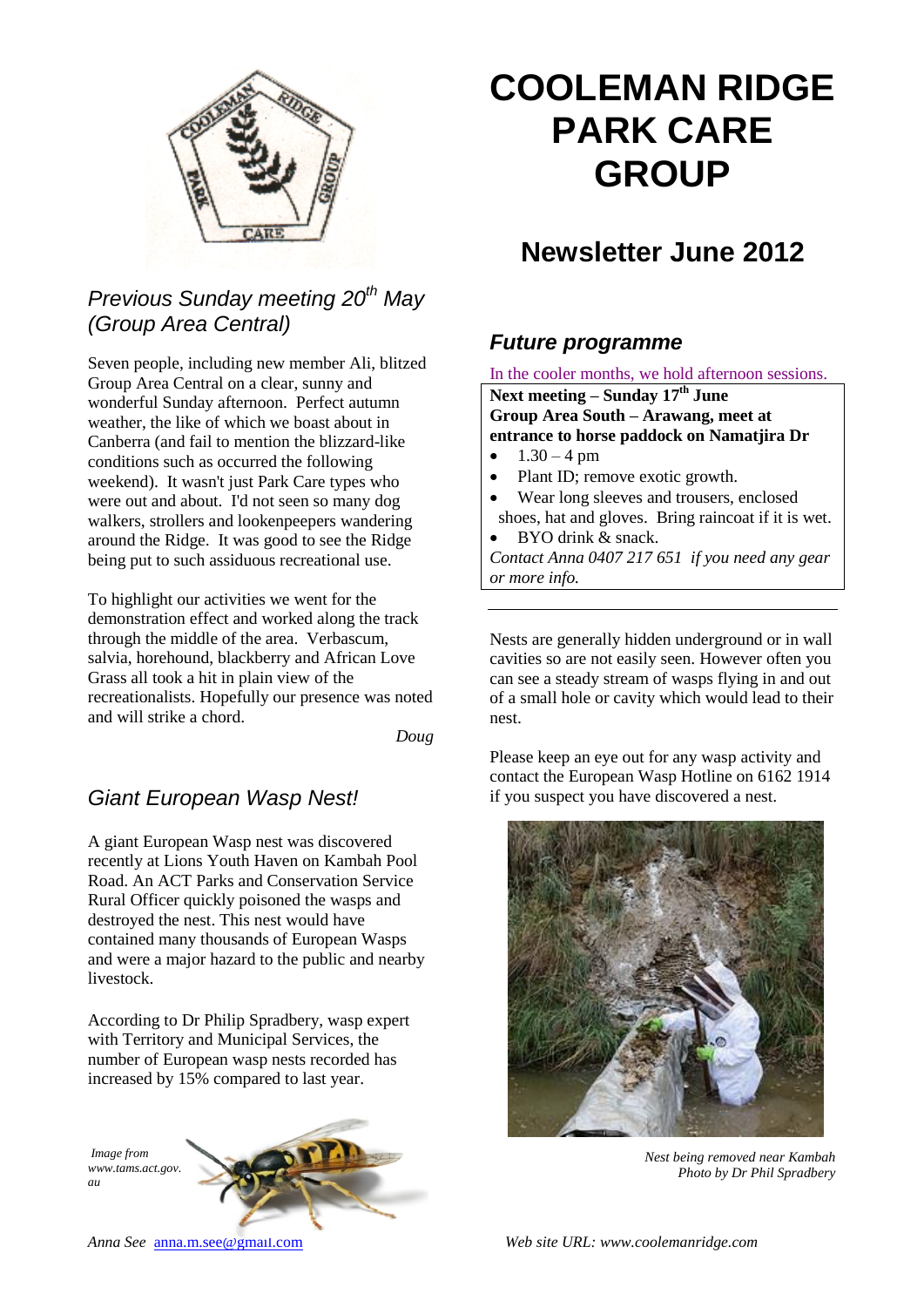# COOLEMAN RIDGE PARK CARE GROUP

## Newsletter June 2012

## *Previous Sunday meeting 20th May (Group Area Central)*

Seven people, including new member Ali, blitzed Group Area Central on a clear, sunny and wonderful Sunday afternoon. Perfect autumn weather, the like of which we boast about in Canberra (and fail to mention the blizzard-like conditions such as occurred the following weekend). It wasn't just Park Care types who were out and about. I'd not seen so many dog walkers, strollers and lookenpeepers wandering around the Ridge. It was good to see the Ridge being put to such assiduous recreational use.

To highlight our activities we went for the demonstration effect and worked along the track through the middle of the area. Verbascum, salvia, horehound, blackberry and African Love Grass all took a hit in plain view of the recreationalists. Hopefully our presence was noted and will strike a chord.

*Doug*

## *Giant European Wasp Nest!*

A giant European Wasp nest was discovered recently at Lions Youth Haven on Kambah Pool Road. An ACT Parks and Conservation Service Rural Officer quickly poisoned the wasps and destroyed the nest. This nest would have contained many thousands of European Wasps and were a major hazard to the public and nearby livestock.

According to Dr Philip Spradbery, wasp expert with Territory and Municipal Services, the number of European wasp nests recorded has increased by 15% compared to last year.

*Image from www.tams.act.gov.au*

Nests are generally hidden underground or in wall cavities so are not easily seen. However often you can see a steady stream of wasps flying in and out of a small hole or cavity which would lead to their nest.

Please keep an eye out for any wasp activity and contact the European Wasp Hotline on 6162 1914 if you suspect you have discovered a nest.

*Nest being removed near Kambah*
*Photo by Dr Phil Spradbery*

## *Future programme*

In the cooler months, we hold afternoon sessions.

**Next meeting – Sunday 17th June**
**Group Area South – Arawang, meet at entrance to horse paddock on Namatjira Dr**

- 1.30 – 4 pm
- Plant ID; remove exotic growth.
- Wear long sleeves and trousers, enclosed shoes, hat and gloves. Bring raincoat if it is wet.
- BYO drink & snack.

*Contact Anna 0407 217 651 if you need any gear or more info.*

*Anna See* anna.m.see@gmail.com

*Web site URL: www.coolemanridge.com*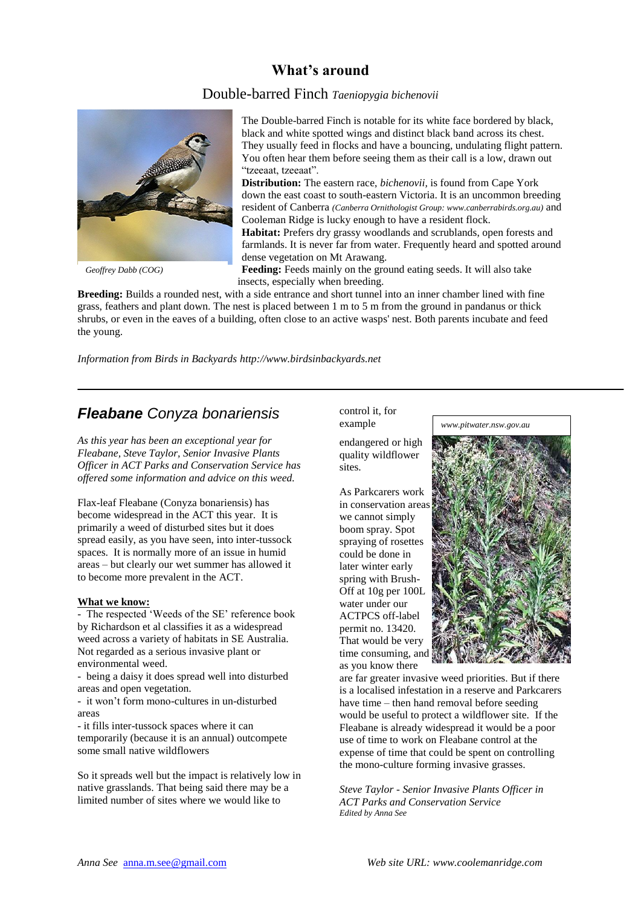## What's around

### Double-barred Finch *Taeniopygia bichenovii*

*Geoffrey Dabb (COG)*

The Double-barred Finch is notable for its white face bordered by black, black and white spotted wings and distinct black band across its chest. They usually feed in flocks and have a bouncing, undulating flight pattern. You often hear them before seeing them as their call is a low, drawn out "tzeeaat, tzeeaat".

**Distribution:** The eastern race, *bichenovii,* is found from Cape York down the east coast to south-eastern Victoria. It is an uncommon breeding resident of Canberra *(Canberra Ornithologist Group: www.canberrabirds.org.au)* and Cooleman Ridge is lucky enough to have a resident flock.

**Habitat:** Prefers dry grassy woodlands and scrublands, open forests and farmlands. It is never far from water. Frequently heard and spotted around dense vegetation on Mt Arawang.

**Feeding:** Feeds mainly on the ground eating seeds. It will also take insects, especially when breeding.

**Breeding:** Builds a rounded nest, with a side entrance and short tunnel into an inner chamber lined with fine grass, feathers and plant down. The nest is placed between 1 m to 5 m from the ground in pandanus or thick shrubs, or even in the eaves of a building, often close to an active wasps' nest. Both parents incubate and feed the young.

*Information from Birds in Backyards http://www.birdsinbackyards.net*

---

## ***Fleabane*** *Conyza bonariensis*

*As this year has been an exceptional year for Fleabane, Steve Taylor, Senior Invasive Plants Officer in ACT Parks and Conservation Service has offered some information and advice on this weed.*

Flax-leaf Fleabane (Conyza bonariensis) has become widespread in the ACT this year. It is primarily a weed of disturbed sites but it does spread easily, as you have seen, into inter-tussock spaces. It is normally more of an issue in humid areas – but clearly our wet summer has allowed it to become more prevalent in the ACT.

**What we know:**

- The respected 'Weeds of the SE' reference book by Richardson et al classifies it as a widespread weed across a variety of habitats in SE Australia. Not regarded as a serious invasive plant or environmental weed.
- being a daisy it does spread well into disturbed areas and open vegetation.
- it won't form mono-cultures in un-disturbed areas
- it fills inter-tussock spaces where it can temporarily (because it is an annual) outcompete some small native wildflowers

So it spreads well but the impact is relatively low in native grasslands. That being said there may be a limited number of sites where we would like to control it, for example endangered or high quality wildflower sites.

*www.pitwater.nsw.gov.au*

As Parkcarers work in conservation areas we cannot simply boom spray. Spot spraying of rosettes could be done in later winter early spring with Brush-Off at 10g per 100L water under our ACTPCS off-label permit no. 13420. That would be very time consuming, and as you know there are far greater invasive weed priorities. But if there is a localised infestation in a reserve and Parkcarers have time – then hand removal before seeding would be useful to protect a wildflower site. If the Fleabane is already widespread it would be a poor use of time to work on Fleabane control at the expense of time that could be spent on controlling the mono-culture forming invasive grasses.

*Steve Taylor - Senior Invasive Plants Officer in ACT Parks and Conservation Service*
*Edited by Anna See*

*Anna See* anna.m.see@gmail.com *Web site URL: www.coolemanridge.com*